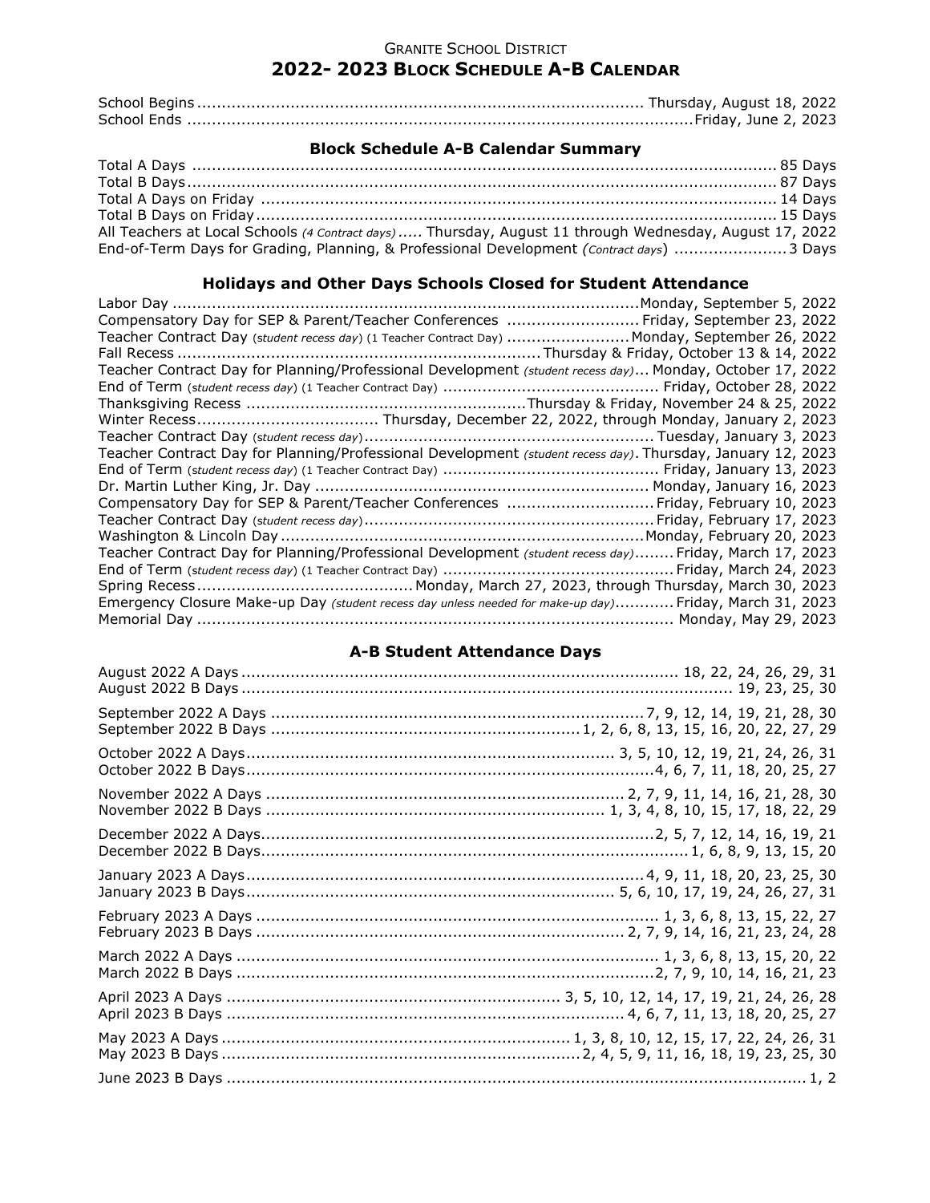GRANITE SCHOOL DISTRICT

# 2022- 2023 BLOCK SCHEDULE A-B CALENDAR

School Begins ........ Thursday, August 18, 2022
School Ends ........ Friday, June 2, 2023

## Block Schedule A-B Calendar Summary

Total A Days ........ 85 Days
Total B Days ........ 87 Days
Total A Days on Friday ........ 14 Days
Total B Days on Friday ........ 15 Days
All Teachers at Local Schools *(4 Contract days)* ..... Thursday, August 11 through Wednesday, August 17, 2022
End-of-Term Days for Grading, Planning, & Professional Development *(Contract days)* ........ 3 Days

## Holidays and Other Days Schools Closed for Student Attendance

Labor Day ........ Monday, September 5, 2022
Compensatory Day for SEP & Parent/Teacher Conferences ........ Friday, September 23, 2022
Teacher Contract Day (*student recess day*) (1 Teacher Contract Day) ........ Monday, September 26, 2022
Fall Recess ........ Thursday & Friday, October 13 & 14, 2022
Teacher Contract Day for Planning/Professional Development *(student recess day)*... Monday, October 17, 2022
End of Term (*student recess day*) (1 Teacher Contract Day) ........ Friday, October 28, 2022
Thanksgiving Recess ........ Thursday & Friday, November 24 & 25, 2022
Winter Recess ........ Thursday, December 22, 2022, through Monday, January 2, 2023
Teacher Contract Day (*student recess day*) ........ Tuesday, January 3, 2023
Teacher Contract Day for Planning/Professional Development *(student recess day)*. Thursday, January 12, 2023
End of Term (*student recess day*) (1 Teacher Contract Day) ........ Friday, January 13, 2023
Dr. Martin Luther King, Jr. Day ........ Monday, January 16, 2023
Compensatory Day for SEP & Parent/Teacher Conferences ........ Friday, February 10, 2023
Teacher Contract Day (*student recess day*) ........ Friday, February 17, 2023
Washington & Lincoln Day ........ Monday, February 20, 2023
Teacher Contract Day for Planning/Professional Development *(student recess day)*........ Friday, March 17, 2023
End of Term (*student recess day*) (1 Teacher Contract Day) ........ Friday, March 24, 2023
Spring Recess ........ Monday, March 27, 2023, through Thursday, March 30, 2023
Emergency Closure Make-up Day *(student recess day unless needed for make-up day)*........ Friday, March 31, 2023
Memorial Day ........ Monday, May 29, 2023

## A-B Student Attendance Days

August 2022 A Days ........ 18, 22, 24, 26, 29, 31
August 2022 B Days ........ 19, 23, 25, 30

September 2022 A Days ........ 7, 9, 12, 14, 19, 21, 28, 30
September 2022 B Days ........ 1, 2, 6, 8, 13, 15, 16, 20, 22, 27, 29

October 2022 A Days ........ 3, 5, 10, 12, 19, 21, 24, 26, 31
October 2022 B Days ........ 4, 6, 7, 11, 18, 20, 25, 27

November 2022 A Days ........ 2, 7, 9, 11, 14, 16, 21, 28, 30
November 2022 B Days ........ 1, 3, 4, 8, 10, 15, 17, 18, 22, 29

December 2022 A Days ........ 2, 5, 7, 12, 14, 16, 19, 21
December 2022 B Days ........ 1, 6, 8, 9, 13, 15, 20

January 2023 A Days ........ 4, 9, 11, 18, 20, 23, 25, 30
January 2023 B Days ........ 5, 6, 10, 17, 19, 24, 26, 27, 31

February 2023 A Days ........ 1, 3, 6, 8, 13, 15, 22, 27
February 2023 B Days ........ 2, 7, 9, 14, 16, 21, 23, 24, 28

March 2022 A Days ........ 1, 3, 6, 8, 13, 15, 20, 22
March 2022 B Days ........ 2, 7, 9, 10, 14, 16, 21, 23

April 2023 A Days ........ 3, 5, 10, 12, 14, 17, 19, 21, 24, 26, 28
April 2023 B Days ........ 4, 6, 7, 11, 13, 18, 20, 25, 27

May 2023 A Days ........ 1, 3, 8, 10, 12, 15, 17, 22, 24, 26, 31
May 2023 B Days ........ 2, 4, 5, 9, 11, 16, 18, 19, 23, 25, 30

June 2023 B Days ........ 1, 2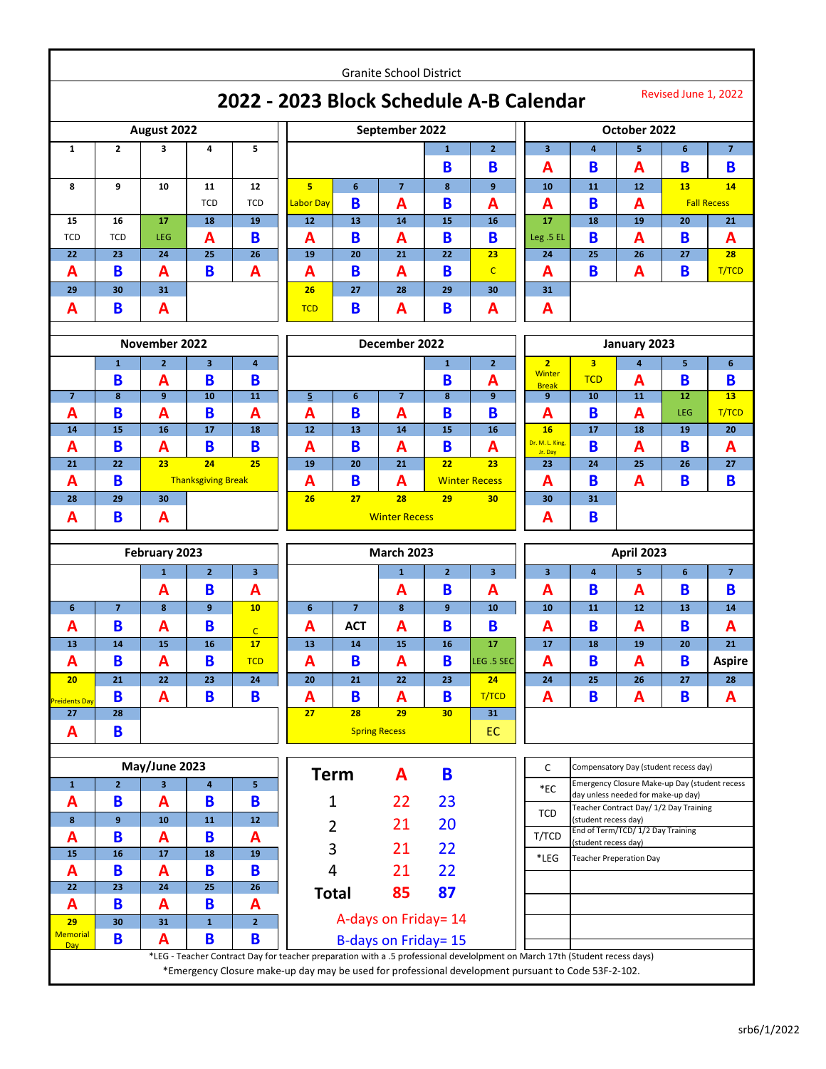Granite School District

# 2022 - 2023 Block Schedule A-B Calendar

Revised June 1, 2022

### August 2022

| | | | | |
|---|---|---|---|---|
| 1 | 2 | 3 | 4 | 5 |
| | | | | |
| 8 | 9 | 10 | 11 | 12 |
| | | | TCD | TCD |
| 15 | 16 | 17 | 18 | 19 |
| TCD | TCD | LEG | A | B |
| 22 | 23 | 24 | 25 | 26 |
| A | B | A | B | A |
| 29 | 30 | 31 | | |
| A | B | A | | |

### September 2022

| | | | | |
|---|---|---|---|---|
| | | | 1 | 2 |
| | | | B | B |
| 5 | 6 | 7 | 8 | 9 |
| Labor Day | B | A | B | A |
| 12 | 13 | 14 | 15 | 16 |
| A | B | A | B | B |
| 19 | 20 | 21 | 22 | 23 |
| A | B | A | B | C |
| 26 | 27 | 28 | 29 | 30 |
| TCD | B | A | B | A |

### October 2022

| | | | | |
|---|---|---|---|---|
| 3 | 4 | 5 | 6 | 7 |
| A | B | A | B | B |
| 10 | 11 | 12 | 13 | 14 |
| A | B | A | Fall Recess | |
| 17 | 18 | 19 | 20 | 21 |
| Leg .5 EL | B | A | B | A |
| 24 | 25 | 26 | 27 | 28 |
| A | B | A | B | T/TCD |
| 31 | | | | |
| A | | | | |

### November 2022

| | | | | |
|---|---|---|---|---|
| | 1 | 2 | 3 | 4 |
| | B | A | B | B |
| 7 | 8 | 9 | 10 | 11 |
| A | B | A | B | A |
| 14 | 15 | 16 | 17 | 18 |
| A | B | A | B | B |
| 21 | 22 | 23 | 24 | 25 |
| A | B | Thanksgiving Break | | |
| 28 | 29 | 30 | | |
| A | B | A | | |

### December 2022

| | | | | |
|---|---|---|---|---|
| | | | 1 | 2 |
| | | | B | A |
| 5 | 6 | 7 | 8 | 9 |
| A | B | A | B | B |
| 12 | 13 | 14 | 15 | 16 |
| A | B | A | B | A |
| 19 | 20 | 21 | 22 | 23 |
| A | B | A | Winter Recess | |
| 26 | 27 | 28 | 29 | 30 |
| | | Winter Recess | | |

### January 2023

| | | | | |
|---|---|---|---|---|
| 2 | 3 | 4 | 5 | 6 |
| Winter Break | TCD | A | B | B |
| 9 | 10 | 11 | 12 | 13 |
| A | B | A | LEG | T/TCD |
| 16 | 17 | 18 | 19 | 20 |
| Dr. M. L. King, Jr. Day | B | A | B | A |
| 23 | 24 | 25 | 26 | 27 |
| A | B | A | B | B |
| 30 | 31 | | | |
| A | B | | | |

### February 2023

| | | | | |
|---|---|---|---|---|
| | | 1 | 2 | 3 |
| | | A | B | A |
| 6 | 7 | 8 | 9 | 10 |
| A | B | A | B | C |
| 13 | 14 | 15 | 16 | 17 |
| A | B | A | B | TCD |
| 20 | 21 | 22 | 23 | 24 |
| Preidents Day | B | A | B | B |
| 27 | 28 | | | |
| A | B | | | |

### March 2023

| | | | | |
|---|---|---|---|---|
| | | 1 | 2 | 3 |
| | | A | B | A |
| 6 | 7 | 8 | 9 | 10 |
| A | ACT | A | B | B |
| 13 | 14 | 15 | 16 | 17 |
| A | B | A | B | LEG .5 SEC |
| 20 | 21 | 22 | 23 | 24 |
| A | B | A | B | T/TCD |
| 27 | 28 | 29 | 30 | 31 |
| | Spring Recess | | | EC |

### April 2023

| | | | | |
|---|---|---|---|---|
| 3 | 4 | 5 | 6 | 7 |
| A | B | A | B | B |
| 10 | 11 | 12 | 13 | 14 |
| A | B | A | B | A |
| 17 | 18 | 19 | 20 | 21 |
| A | B | A | B | Aspire |
| 24 | 25 | 26 | 27 | 28 |
| A | B | A | B | A |

### May/June 2023

| | | | | |
|---|---|---|---|---|
| 1 | 2 | 3 | 4 | 5 |
| A | B | A | B | B |
| 8 | 9 | 10 | 11 | 12 |
| A | B | A | B | A |
| 15 | 16 | 17 | 18 | 19 |
| A | B | A | B | B |
| 22 | 23 | 24 | 25 | 26 |
| A | B | A | B | A |
| 29 | 30 | 31 | 1 | 2 |
| Memorial Day | B | A | B | B |

| Term | A | B |
|---|---|---|
| 1 | 22 | 23 |
| 2 | 21 | 20 |
| 3 | 21 | 22 |
| 4 | 21 | 22 |
| **Total** | 85 | 87 |

A-days on Friday= 14

B-days on Friday= 15

| | |
|---|---|
| C | Compensatory Day (student recess day) |
| *EC | Emergency Closure Make-up Day (student recess day unless needed for make-up day) |
| TCD | Teacher Contract Day/ 1/2 Day Training (student recess day) |
| T/TCD | End of Term/TCD/ 1/2 Day Training (student recess day) |
| *LEG | Teacher Preperation Day |

*LEG - Teacher Contract Day for teacher preparation with a .5 professional develolpment on March 17th (Student recess days)

*Emergency Closure make-up day may be used for professional development pursuant to Code 53F-2-102.

srb6/1/2022